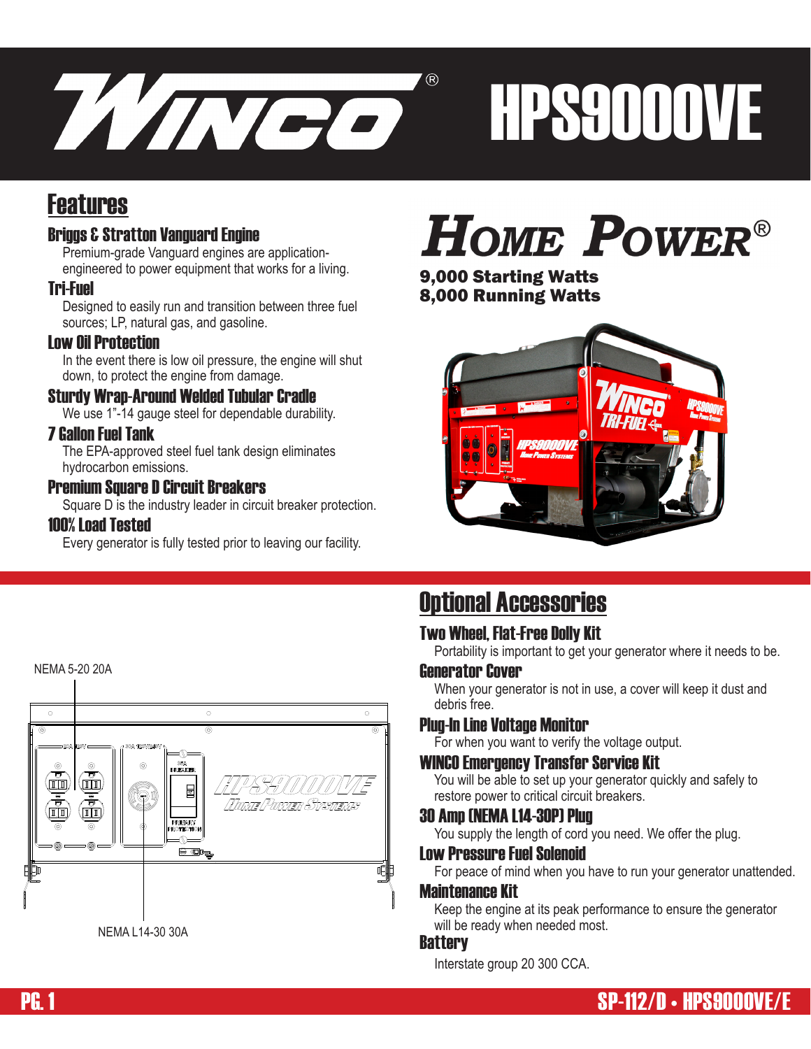# WINCO® HPS9000VE

## Features

### Briggs & Stratton Vanguard Engine

Premium-grade Vanguard engines are application-engineered to power equipment that works for a living.

### Tri-Fuel

Designed to easily run and transition between three fuel sources; LP, natural gas, and gasoline.

### Low Oil Protection

In the event there is low oil pressure, the engine will shut down, to protect the engine from damage.

### Sturdy Wrap-Around Welded Tubular Cradle

We use 1"-14 gauge steel for dependable durability.

### 7 Gallon Fuel Tank

The EPA-approved steel fuel tank design eliminates hydrocarbon emissions.

### Premium Square D Circuit Breakers

Square D is the industry leader in circuit breaker protection.

### 100% Load Tested

Every generator is fully tested prior to leaving our facility.

## HOME POWER®

**9,000 Starting Watts**
**8,000 Running Watts**

NEMA 5-20 20A

NEMA L14-30 30A

## Optional Accessories

### Two Wheel, Flat-Free Dolly Kit

Portability is important to get your generator where it needs to be.

### Generator Cover

When your generator is not in use, a cover will keep it dust and debris free.

### Plug-In Line Voltage Monitor

For when you want to verify the voltage output.

### WINCO Emergency Transfer Service Kit

You will be able to set up your generator quickly and safely to restore power to critical circuit breakers.

### 30 Amp (NEMA L14-30P) Plug

You supply the length of cord you need. We offer the plug.

### Low Pressure Fuel Solenoid

For peace of mind when you have to run your generator unattended.

### Maintenance Kit

Keep the engine at its peak performance to ensure the generator will be ready when needed most.

### Battery

Interstate group 20 300 CCA.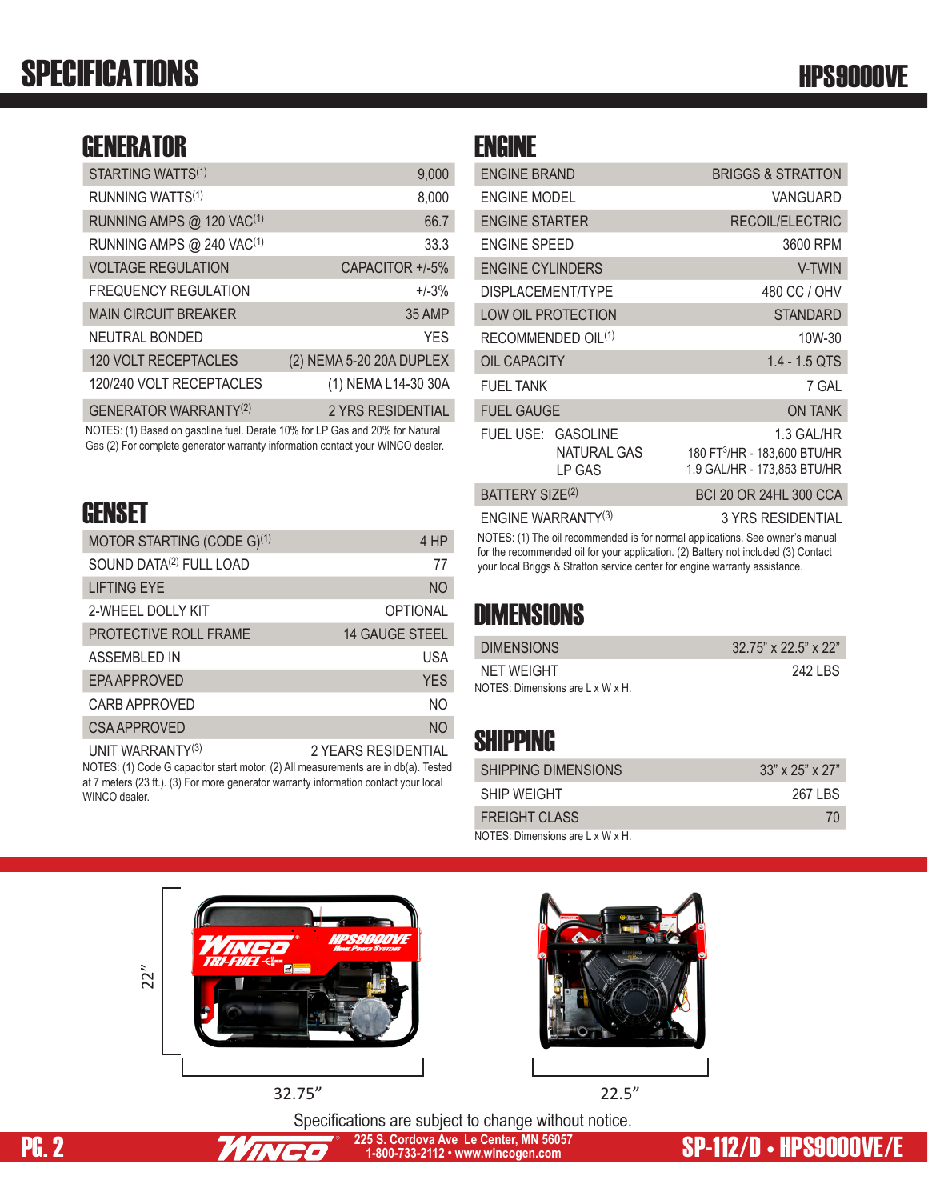# SPECIFICATIONS

HPS9000VE

## GENERATOR

| | |
|---|---|
| STARTING WATTS[1] | 9,000 |
| RUNNING WATTS[1] | 8,000 |
| RUNNING AMPS @ 120 VAC[1] | 66.7 |
| RUNNING AMPS @ 240 VAC[1] | 33.3 |
| VOLTAGE REGULATION | CAPACITOR +/-5% |
| FREQUENCY REGULATION | +/-3% |
| MAIN CIRCUIT BREAKER | 35 AMP |
| NEUTRAL BONDED | YES |
| 120 VOLT RECEPTACLES | (2) NEMA 5-20 20A DUPLEX |
| 120/240 VOLT RECEPTACLES | (1) NEMA L14-30 30A |
| GENERATOR WARRANTY[2] | 2 YRS RESIDENTIAL |

NOTES: (1) Based on gasoline fuel. Derate 10% for LP Gas and 20% for Natural Gas (2) For complete generator warranty information contact your WINCO dealer.

## GENSET

| | |
|---|---|
| MOTOR STARTING (CODE G)[1] | 4 HP |
| SOUND DATA[2] FULL LOAD | 77 |
| LIFTING EYE | NO |
| 2-WHEEL DOLLY KIT | OPTIONAL |
| PROTECTIVE ROLL FRAME | 14 GAUGE STEEL |
| ASSEMBLED IN | USA |
| EPA APPROVED | YES |
| CARB APPROVED | NO |
| CSA APPROVED | NO |
| UNIT WARRANTY[3] | 2 YEARS RESIDENTIAL |

NOTES: (1) Code G capacitor start motor. (2) All measurements are in db(a). Tested at 7 meters (23 ft.). (3) For more generator warranty information contact your local WINCO dealer.

## ENGINE

| | |
|---|---|
| ENGINE BRAND | BRIGGS & STRATTON |
| ENGINE MODEL | VANGUARD |
| ENGINE STARTER | RECOIL/ELECTRIC |
| ENGINE SPEED | 3600 RPM |
| ENGINE CYLINDERS | V-TWIN |
| DISPLACEMENT/TYPE | 480 CC / OHV |
| LOW OIL PROTECTION | STANDARD |
| RECOMMENDED OIL[1] | 10W-30 |
| OIL CAPACITY | 1.4 - 1.5 QTS |
| FUEL TANK | 7 GAL |
| FUEL GAUGE | ON TANK |
| FUEL USE: GASOLINE | 1.3 GAL/HR |
| NATURAL GAS | 180 FT$^3$/HR - 183,600 BTU/HR |
| LP GAS | 1.9 GAL/HR - 173,853 BTU/HR |
| BATTERY SIZE[2] | BCI 20 OR 24HL 300 CCA |
| ENGINE WARRANTY[3] | 3 YRS RESIDENTIAL |

NOTES: (1) The oil recommended is for normal applications. See owner's manual for the recommended oil for your application. (2) Battery not included (3) Contact your local Briggs & Stratton service center for engine warranty assistance.

## DIMENSIONS

| | |
|---|---|
| DIMENSIONS | 32.75" x 22.5" x 22" |
| NET WEIGHT | 242 LBS |

NOTES: Dimensions are L x W x H.

## SHIPPING

| | |
|---|---|
| SHIPPING DIMENSIONS | 33" x 25" x 27" |
| SHIP WEIGHT | 267 LBS |
| FREIGHT CLASS | 70 |

NOTES: Dimensions are L x W x H.

22"

32.75"

22.5"

Specifications are subject to change without notice.

225 S. Cordova Ave Le Center, MN 56057
1-800-733-2112 • www.wincogen.com

SP-112/D • HPS9000VE/E